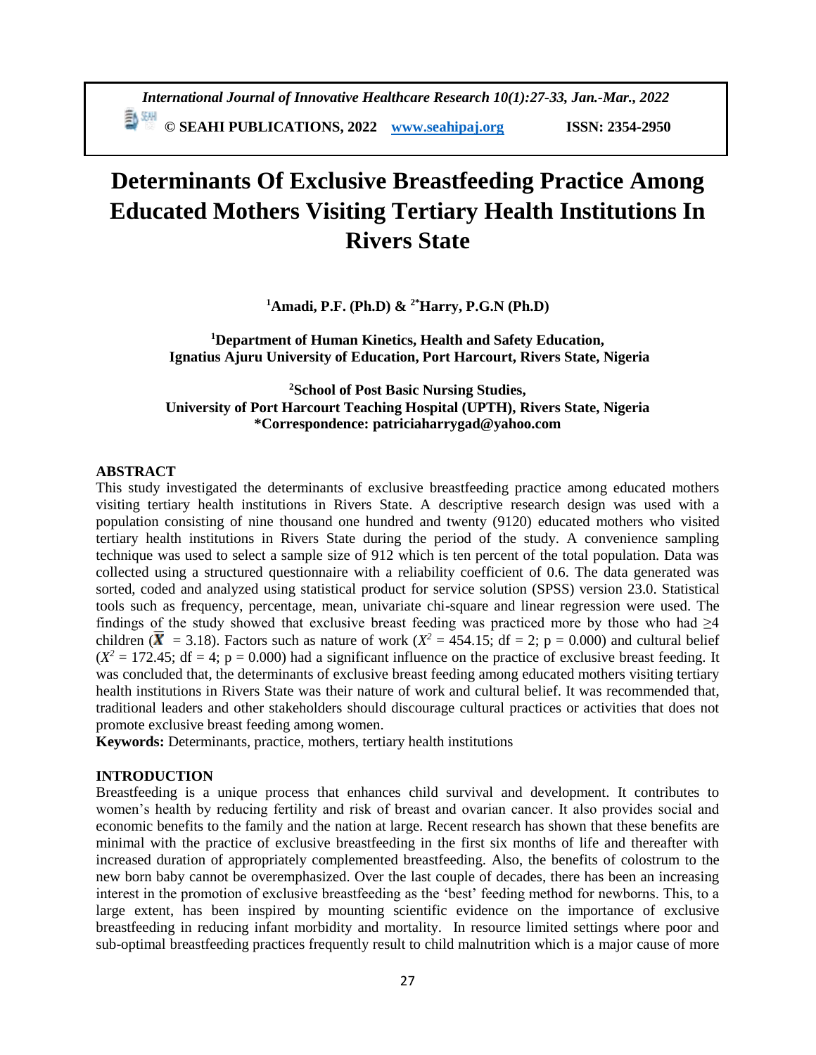# Determinants Of Exclusive Breastfeeding Practice Among Educated Mothers Visiting Tertiary Health Institutions In Rivers State

**[1]Amadi, P.F. (Ph.D) & [2*]Harry, P.G.N (Ph.D)**

**[1]Department of Human Kinetics, Health and Safety Education, Ignatius Ajuru University of Education, Port Harcourt, Rivers State, Nigeria**

**[2]School of Post Basic Nursing Studies, University of Port Harcourt Teaching Hospital (UPTH), Rivers State, Nigeria**
**\*Correspondence: patriciaharrygad@yahoo.com**

## ABSTRACT

This study investigated the determinants of exclusive breastfeeding practice among educated mothers visiting tertiary health institutions in Rivers State. A descriptive research design was used with a population consisting of nine thousand one hundred and twenty (9120) educated mothers who visited tertiary health institutions in Rivers State during the period of the study. A convenience sampling technique was used to select a sample size of 912 which is ten percent of the total population. Data was collected using a structured questionnaire with a reliability coefficient of 0.6. The data generated was sorted, coded and analyzed using statistical product for service solution (SPSS) version 23.0. Statistical tools such as frequency, percentage, mean, univariate chi-square and linear regression were used. The findings of the study showed that exclusive breast feeding was practiced more by those who had ≥4 children ($\bar{X}$ = 3.18). Factors such as nature of work ($X^2$ = 454.15; df = 2; p = 0.000) and cultural belief ($X^2$ = 172.45; df = 4; p = 0.000) had a significant influence on the practice of exclusive breast feeding. It was concluded that, the determinants of exclusive breast feeding among educated mothers visiting tertiary health institutions in Rivers State was their nature of work and cultural belief. It was recommended that, traditional leaders and other stakeholders should discourage cultural practices or activities that does not promote exclusive breast feeding among women.

**Keywords:** Determinants, practice, mothers, tertiary health institutions

## INTRODUCTION

Breastfeeding is a unique process that enhances child survival and development. It contributes to women's health by reducing fertility and risk of breast and ovarian cancer. It also provides social and economic benefits to the family and the nation at large. Recent research has shown that these benefits are minimal with the practice of exclusive breastfeeding in the first six months of life and thereafter with increased duration of appropriately complemented breastfeeding. Also, the benefits of colostrum to the new born baby cannot be overemphasized. Over the last couple of decades, there has been an increasing interest in the promotion of exclusive breastfeeding as the 'best' feeding method for newborns. This, to a large extent, has been inspired by mounting scientific evidence on the importance of exclusive breastfeeding in reducing infant morbidity and mortality. In resource limited settings where poor and sub-optimal breastfeeding practices frequently result to child malnutrition which is a major cause of more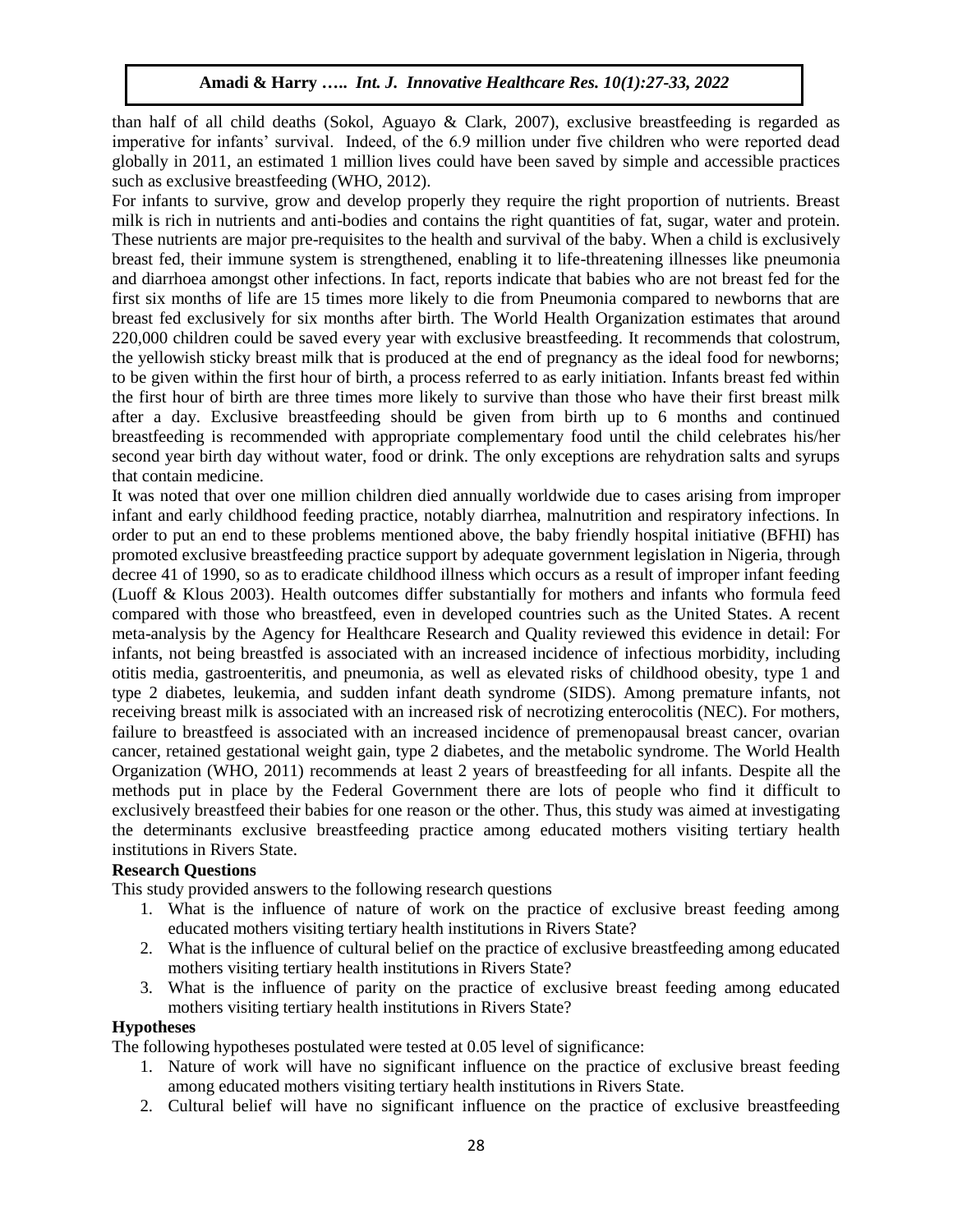than half of all child deaths (Sokol, Aguayo & Clark, 2007), exclusive breastfeeding is regarded as imperative for infants' survival. Indeed, of the 6.9 million under five children who were reported dead globally in 2011, an estimated 1 million lives could have been saved by simple and accessible practices such as exclusive breastfeeding (WHO, 2012).

For infants to survive, grow and develop properly they require the right proportion of nutrients. Breast milk is rich in nutrients and anti-bodies and contains the right quantities of fat, sugar, water and protein. These nutrients are major pre-requisites to the health and survival of the baby. When a child is exclusively breast fed, their immune system is strengthened, enabling it to life-threatening illnesses like pneumonia and diarrhoea amongst other infections. In fact, reports indicate that babies who are not breast fed for the first six months of life are 15 times more likely to die from Pneumonia compared to newborns that are breast fed exclusively for six months after birth. The World Health Organization estimates that around 220,000 children could be saved every year with exclusive breastfeeding. It recommends that colostrum, the yellowish sticky breast milk that is produced at the end of pregnancy as the ideal food for newborns; to be given within the first hour of birth, a process referred to as early initiation. Infants breast fed within the first hour of birth are three times more likely to survive than those who have their first breast milk after a day. Exclusive breastfeeding should be given from birth up to 6 months and continued breastfeeding is recommended with appropriate complementary food until the child celebrates his/her second year birth day without water, food or drink. The only exceptions are rehydration salts and syrups that contain medicine.

It was noted that over one million children died annually worldwide due to cases arising from improper infant and early childhood feeding practice, notably diarrhea, malnutrition and respiratory infections. In order to put an end to these problems mentioned above, the baby friendly hospital initiative (BFHI) has promoted exclusive breastfeeding practice support by adequate government legislation in Nigeria, through decree 41 of 1990, so as to eradicate childhood illness which occurs as a result of improper infant feeding (Luoff & Klous 2003). Health outcomes differ substantially for mothers and infants who formula feed compared with those who breastfeed, even in developed countries such as the United States. A recent meta-analysis by the Agency for Healthcare Research and Quality reviewed this evidence in detail: For infants, not being breastfed is associated with an increased incidence of infectious morbidity, including otitis media, gastroenteritis, and pneumonia, as well as elevated risks of childhood obesity, type 1 and type 2 diabetes, leukemia, and sudden infant death syndrome (SIDS). Among premature infants, not receiving breast milk is associated with an increased risk of necrotizing enterocolitis (NEC). For mothers, failure to breastfeed is associated with an increased incidence of premenopausal breast cancer, ovarian cancer, retained gestational weight gain, type 2 diabetes, and the metabolic syndrome. The World Health Organization (WHO, 2011) recommends at least 2 years of breastfeeding for all infants. Despite all the methods put in place by the Federal Government there are lots of people who find it difficult to exclusively breastfeed their babies for one reason or the other. Thus, this study was aimed at investigating the determinants exclusive breastfeeding practice among educated mothers visiting tertiary health institutions in Rivers State.

**Research Questions**

This study provided answers to the following research questions

1. What is the influence of nature of work on the practice of exclusive breast feeding among educated mothers visiting tertiary health institutions in Rivers State?
2. What is the influence of cultural belief on the practice of exclusive breastfeeding among educated mothers visiting tertiary health institutions in Rivers State?
3. What is the influence of parity on the practice of exclusive breast feeding among educated mothers visiting tertiary health institutions in Rivers State?

**Hypotheses**

The following hypotheses postulated were tested at 0.05 level of significance:

1. Nature of work will have no significant influence on the practice of exclusive breast feeding among educated mothers visiting tertiary health institutions in Rivers State.
2. Cultural belief will have no significant influence on the practice of exclusive breastfeeding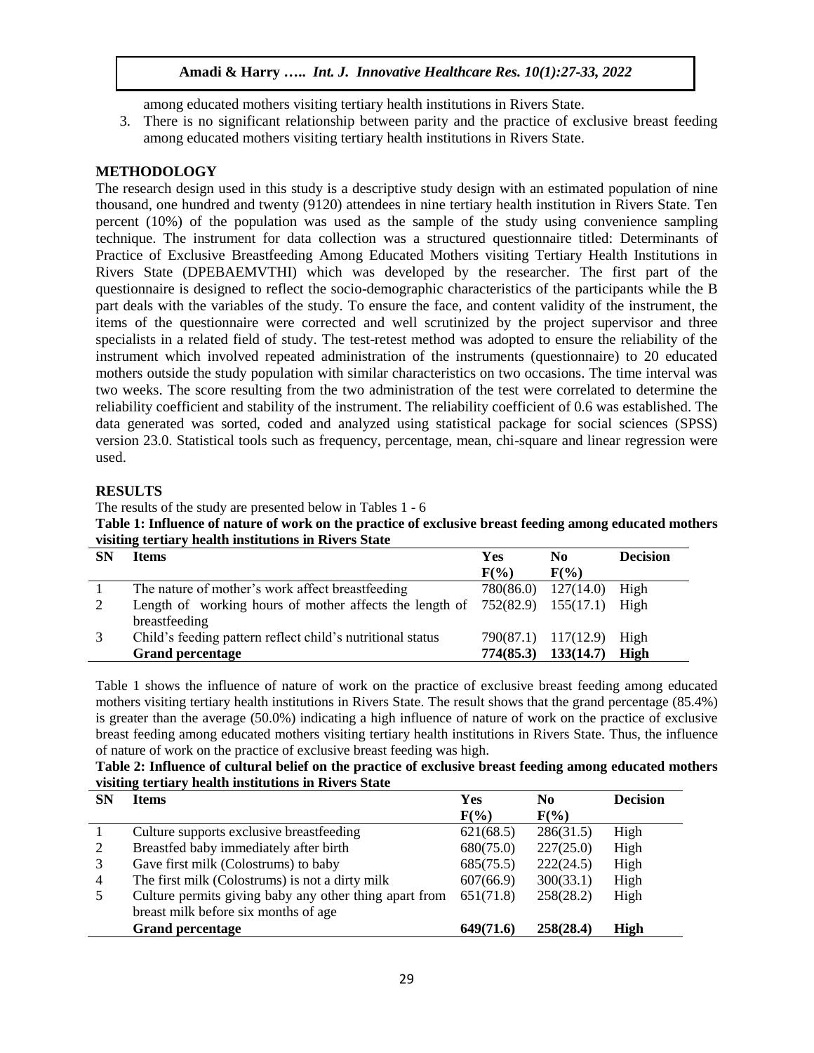among educated mothers visiting tertiary health institutions in Rivers State.

3. There is no significant relationship between parity and the practice of exclusive breast feeding among educated mothers visiting tertiary health institutions in Rivers State.

## METHODOLOGY

The research design used in this study is a descriptive study design with an estimated population of nine thousand, one hundred and twenty (9120) attendees in nine tertiary health institution in Rivers State. Ten percent (10%) of the population was used as the sample of the study using convenience sampling technique. The instrument for data collection was a structured questionnaire titled: Determinants of Practice of Exclusive Breastfeeding Among Educated Mothers visiting Tertiary Health Institutions in Rivers State (DPEBAEMVTHI) which was developed by the researcher. The first part of the questionnaire is designed to reflect the socio-demographic characteristics of the participants while the B part deals with the variables of the study. To ensure the face, and content validity of the instrument, the items of the questionnaire were corrected and well scrutinized by the project supervisor and three specialists in a related field of study. The test-retest method was adopted to ensure the reliability of the instrument which involved repeated administration of the instruments (questionnaire) to 20 educated mothers outside the study population with similar characteristics on two occasions. The time interval was two weeks. The score resulting from the two administration of the test were correlated to determine the reliability coefficient and stability of the instrument. The reliability coefficient of 0.6 was established. The data generated was sorted, coded and analyzed using statistical package for social sciences (SPSS) version 23.0. Statistical tools such as frequency, percentage, mean, chi-square and linear regression were used.

## RESULTS

The results of the study are presented below in Tables 1 - 6

**Table 1: Influence of nature of work on the practice of exclusive breast feeding among educated mothers visiting tertiary health institutions in Rivers State**

| SN | Items | Yes F(%) | No F(%) | Decision |
|---|---|---|---|---|
| 1 | The nature of mother's work affect breastfeeding | 780(86.0) | 127(14.0) | High |
| 2 | Length of working hours of mother affects the length of breastfeeding | 752(82.9) | 155(17.1) | High |
| 3 | Child's feeding pattern reflect child's nutritional status | 790(87.1) | 117(12.9) | High |
| | **Grand percentage** | **774(85.3)** | **133(14.7)** | **High** |

Table 1 shows the influence of nature of work on the practice of exclusive breast feeding among educated mothers visiting tertiary health institutions in Rivers State. The result shows that the grand percentage (85.4%) is greater than the average (50.0%) indicating a high influence of nature of work on the practice of exclusive breast feeding among educated mothers visiting tertiary health institutions in Rivers State. Thus, the influence of nature of work on the practice of exclusive breast feeding was high.

**Table 2: Influence of cultural belief on the practice of exclusive breast feeding among educated mothers visiting tertiary health institutions in Rivers State**

| SN | Items | Yes F(%) | No F(%) | Decision |
|---|---|---|---|---|
| 1 | Culture supports exclusive breastfeeding | 621(68.5) | 286(31.5) | High |
| 2 | Breastfed baby immediately after birth | 680(75.0) | 227(25.0) | High |
| 3 | Gave first milk (Colostrums) to baby | 685(75.5) | 222(24.5) | High |
| 4 | The first milk (Colostrums) is not a dirty milk | 607(66.9) | 300(33.1) | High |
| 5 | Culture permits giving baby any other thing apart from breast milk before six months of age | 651(71.8) | 258(28.2) | High |
| | **Grand percentage** | **649(71.6)** | **258(28.4)** | **High** |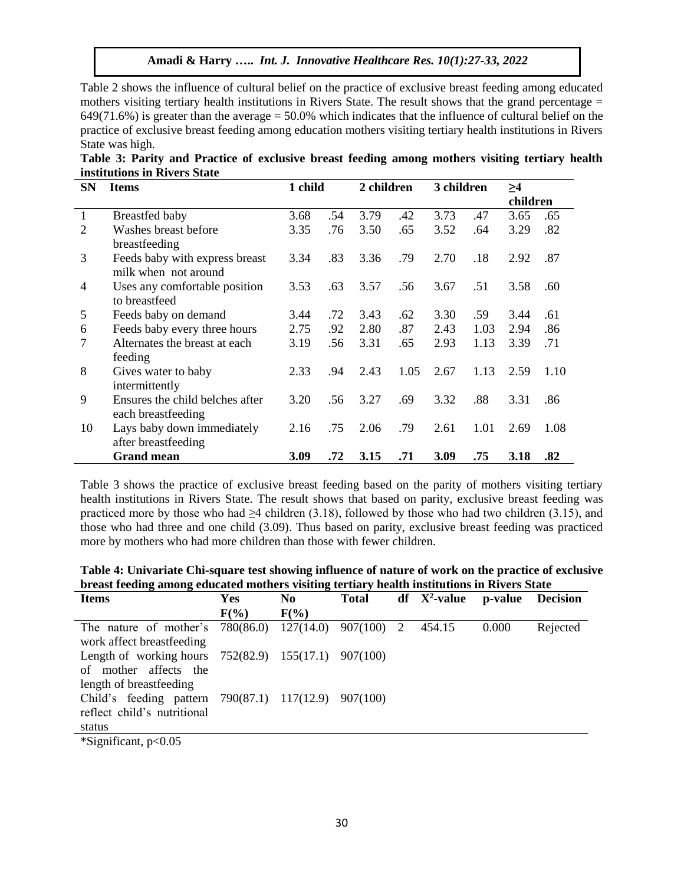Table 2 shows the influence of cultural belief on the practice of exclusive breast feeding among educated mothers visiting tertiary health institutions in Rivers State. The result shows that the grand percentage = 649(71.6%) is greater than the average = 50.0% which indicates that the influence of cultural belief on the practice of exclusive breast feeding among education mothers visiting tertiary health institutions in Rivers State was high.

**Table 3: Parity and Practice of exclusive breast feeding among mothers visiting tertiary health institutions in Rivers State**

| SN | Items | 1 child | | 2 children | | 3 children | | ≥4 children | |
|---|---|---|---|---|---|---|---|---|---|
| 1 | Breastfed baby | 3.68 | .54 | 3.79 | .42 | 3.73 | .47 | 3.65 | .65 |
| 2 | Washes breast before breastfeeding | 3.35 | .76 | 3.50 | .65 | 3.52 | .64 | 3.29 | .82 |
| 3 | Feeds baby with express breast milk when not around | 3.34 | .83 | 3.36 | .79 | 2.70 | .18 | 2.92 | .87 |
| 4 | Uses any comfortable position to breastfeed | 3.53 | .63 | 3.57 | .56 | 3.67 | .51 | 3.58 | .60 |
| 5 | Feeds baby on demand | 3.44 | .72 | 3.43 | .62 | 3.30 | .59 | 3.44 | .61 |
| 6 | Feeds baby every three hours | 2.75 | .92 | 2.80 | .87 | 2.43 | 1.03 | 2.94 | .86 |
| 7 | Alternates the breast at each feeding | 3.19 | .56 | 3.31 | .65 | 2.93 | 1.13 | 3.39 | .71 |
| 8 | Gives water to baby intermittently | 2.33 | .94 | 2.43 | 1.05 | 2.67 | 1.13 | 2.59 | 1.10 |
| 9 | Ensures the child belches after each breastfeeding | 3.20 | .56 | 3.27 | .69 | 3.32 | .88 | 3.31 | .86 |
| 10 | Lays baby down immediately after breastfeeding | 2.16 | .75 | 2.06 | .79 | 2.61 | 1.01 | 2.69 | 1.08 |
| | **Grand mean** | **3.09** | **.72** | **3.15** | **.71** | **3.09** | **.75** | **3.18** | **.82** |

Table 3 shows the practice of exclusive breast feeding based on the parity of mothers visiting tertiary health institutions in Rivers State. The result shows that based on parity, exclusive breast feeding was practiced more by those who had ≥4 children (3.18), followed by those who had two children (3.15), and those who had three and one child (3.09). Thus based on parity, exclusive breast feeding was practiced more by mothers who had more children than those with fewer children.

**Table 4: Univariate Chi-square test showing influence of nature of work on the practice of exclusive breast feeding among educated mothers visiting tertiary health institutions in Rivers State**

| Items | Yes F(%) | No F(%) | Total | df | $X^2$-value | p-value | Decision |
|---|---|---|---|---|---|---|---|
| The nature of mother's work affect breastfeeding | 780(86.0) | 127(14.0) | 907(100) | 2 | 454.15 | 0.000 | Rejected |
| Length of working hours of mother affects the length of breastfeeding | 752(82.9) | 155(17.1) | 907(100) | | | | |
| Child's feeding pattern reflect child's nutritional status | 790(87.1) | 117(12.9) | 907(100) | | | | |

*Significant, $p<0.05$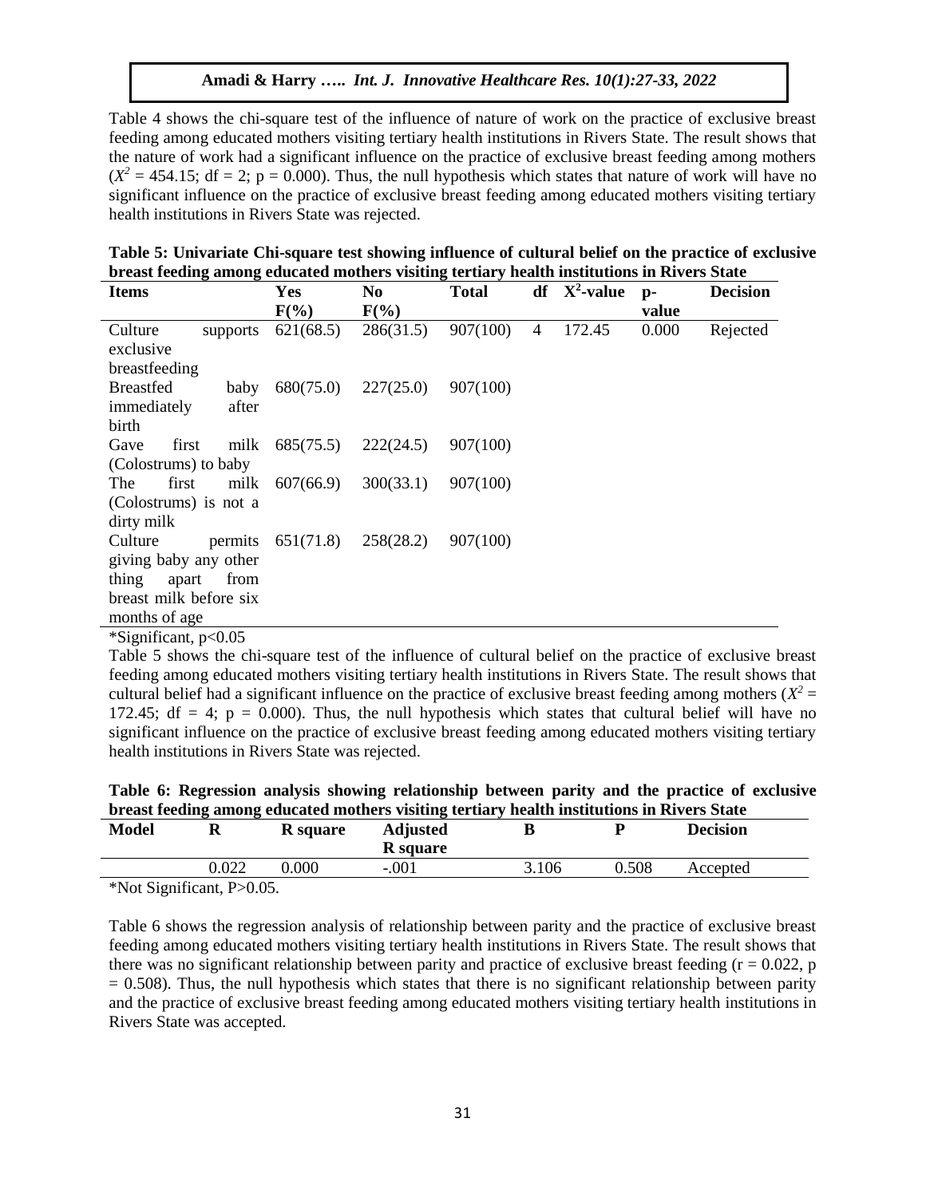Table 4 shows the chi-square test of the influence of nature of work on the practice of exclusive breast feeding among educated mothers visiting tertiary health institutions in Rivers State. The result shows that the nature of work had a significant influence on the practice of exclusive breast feeding among mothers ($X^2$ = 454.15; df = 2; p = 0.000). Thus, the null hypothesis which states that nature of work will have no significant influence on the practice of exclusive breast feeding among educated mothers visiting tertiary health institutions in Rivers State was rejected.

**Table 5: Univariate Chi-square test showing influence of cultural belief on the practice of exclusive breast feeding among educated mothers visiting tertiary health institutions in Rivers State**

| Items | Yes F(%) | No F(%) | Total | df | $X^2$-value | p-value | Decision |
|---|---|---|---|---|---|---|---|
| Culture supports exclusive breastfeeding | 621(68.5) | 286(31.5) | 907(100) | 4 | 172.45 | 0.000 | Rejected |
| Breastfed baby immediately after birth | 680(75.0) | 227(25.0) | 907(100) | | | | |
| Gave first milk (Colostrums) to baby | 685(75.5) | 222(24.5) | 907(100) | | | | |
| The first milk (Colostrums) is not a dirty milk | 607(66.9) | 300(33.1) | 907(100) | | | | |
| Culture permits giving baby any other thing apart from breast milk before six months of age | 651(71.8) | 258(28.2) | 907(100) | | | | |

*Significant, p<0.05

Table 5 shows the chi-square test of the influence of cultural belief on the practice of exclusive breast feeding among educated mothers visiting tertiary health institutions in Rivers State. The result shows that cultural belief had a significant influence on the practice of exclusive breast feeding among mothers ($X^2$ = 172.45; df = 4; p = 0.000). Thus, the null hypothesis which states that cultural belief will have no significant influence on the practice of exclusive breast feeding among educated mothers visiting tertiary health institutions in Rivers State was rejected.

**Table 6: Regression analysis showing relationship between parity and the practice of exclusive breast feeding among educated mothers visiting tertiary health institutions in Rivers State**

| Model | R | R square | Adjusted R square | B | P | Decision |
|---|---|---|---|---|---|---|
| | 0.022 | 0.000 | -.001 | 3.106 | 0.508 | Accepted |

*Not Significant, P>0.05.

Table 6 shows the regression analysis of relationship between parity and the practice of exclusive breast feeding among educated mothers visiting tertiary health institutions in Rivers State. The result shows that there was no significant relationship between parity and practice of exclusive breast feeding (r = 0.022, p = 0.508). Thus, the null hypothesis which states that there is no significant relationship between parity and the practice of exclusive breast feeding among educated mothers visiting tertiary health institutions in Rivers State was accepted.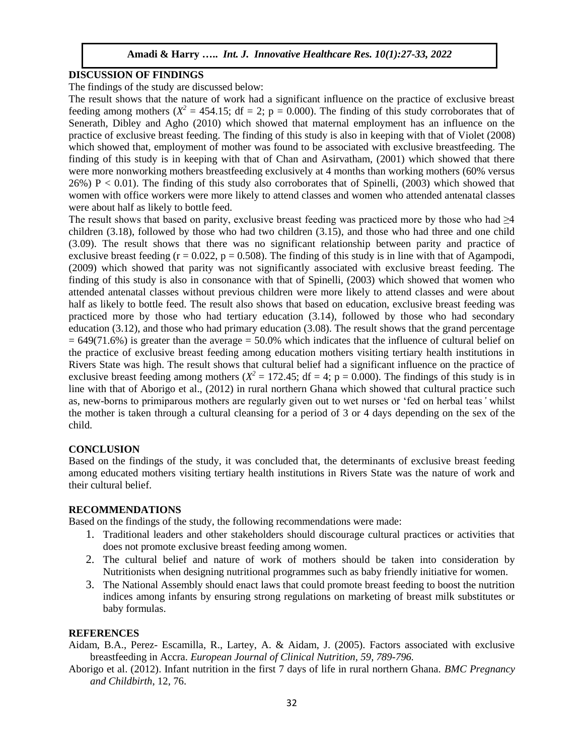## DISCUSSION OF FINDINGS

The findings of the study are discussed below:

The result shows that the nature of work had a significant influence on the practice of exclusive breast feeding among mothers ($X^2 = 454.15$; df = 2; p = 0.000). The finding of this study corroborates that of Senerath, Dibley and Agho (2010) which showed that maternal employment has an influence on the practice of exclusive breast feeding. The finding of this study is also in keeping with that of Violet (2008) which showed that, employment of mother was found to be associated with exclusive breastfeeding. The finding of this study is in keeping with that of Chan and Asirvatham, (2001) which showed that there were more nonworking mothers breastfeeding exclusively at 4 months than working mothers (60% versus 26%) $P < 0.01$). The finding of this study also corroborates that of Spinelli, (2003) which showed that women with office workers were more likely to attend classes and women who attended antenatal classes were about half as likely to bottle feed.

The result shows that based on parity, exclusive breast feeding was practiced more by those who had ≥4 children (3.18), followed by those who had two children (3.15), and those who had three and one child (3.09). The result shows that there was no significant relationship between parity and practice of exclusive breast feeding ($r = 0.022$, $p = 0.508$). The finding of this study is in line with that of Agampodi, (2009) which showed that parity was not significantly associated with exclusive breast feeding. The finding of this study is also in consonance with that of Spinelli, (2003) which showed that women who attended antenatal classes without previous children were more likely to attend classes and were about half as likely to bottle feed. The result also shows that based on education, exclusive breast feeding was practiced more by those who had tertiary education (3.14), followed by those who had secondary education (3.12), and those who had primary education (3.08). The result shows that the grand percentage = 649(71.6%) is greater than the average = 50.0% which indicates that the influence of cultural belief on the practice of exclusive breast feeding among education mothers visiting tertiary health institutions in Rivers State was high. The result shows that cultural belief had a significant influence on the practice of exclusive breast feeding among mothers ($X^2 = 172.45$; df = 4; p = 0.000). The findings of this study is in line with that of Aborigo et al., (2012) in rural northern Ghana which showed that cultural practice such as, new-borns to primiparous mothers are regularly given out to wet nurses or 'fed on herbal teas' whilst the mother is taken through a cultural cleansing for a period of 3 or 4 days depending on the sex of the child.

## CONCLUSION

Based on the findings of the study, it was concluded that, the determinants of exclusive breast feeding among educated mothers visiting tertiary health institutions in Rivers State was the nature of work and their cultural belief.

## RECOMMENDATIONS

Based on the findings of the study, the following recommendations were made:

1. Traditional leaders and other stakeholders should discourage cultural practices or activities that does not promote exclusive breast feeding among women.
2. The cultural belief and nature of work of mothers should be taken into consideration by Nutritionists when designing nutritional programmes such as baby friendly initiative for women.
3. The National Assembly should enact laws that could promote breast feeding to boost the nutrition indices among infants by ensuring strong regulations on marketing of breast milk substitutes or baby formulas.

## REFERENCES

Aidam, B.A., Perez- Escamilla, R., Lartey, A. & Aidam, J. (2005). Factors associated with exclusive breastfeeding in Accra. *European Journal of Clinical Nutrition, 59, 789-796.*

Aborigo et al. (2012). Infant nutrition in the first 7 days of life in rural northern Ghana. *BMC Pregnancy and Childbirth*, 12, 76.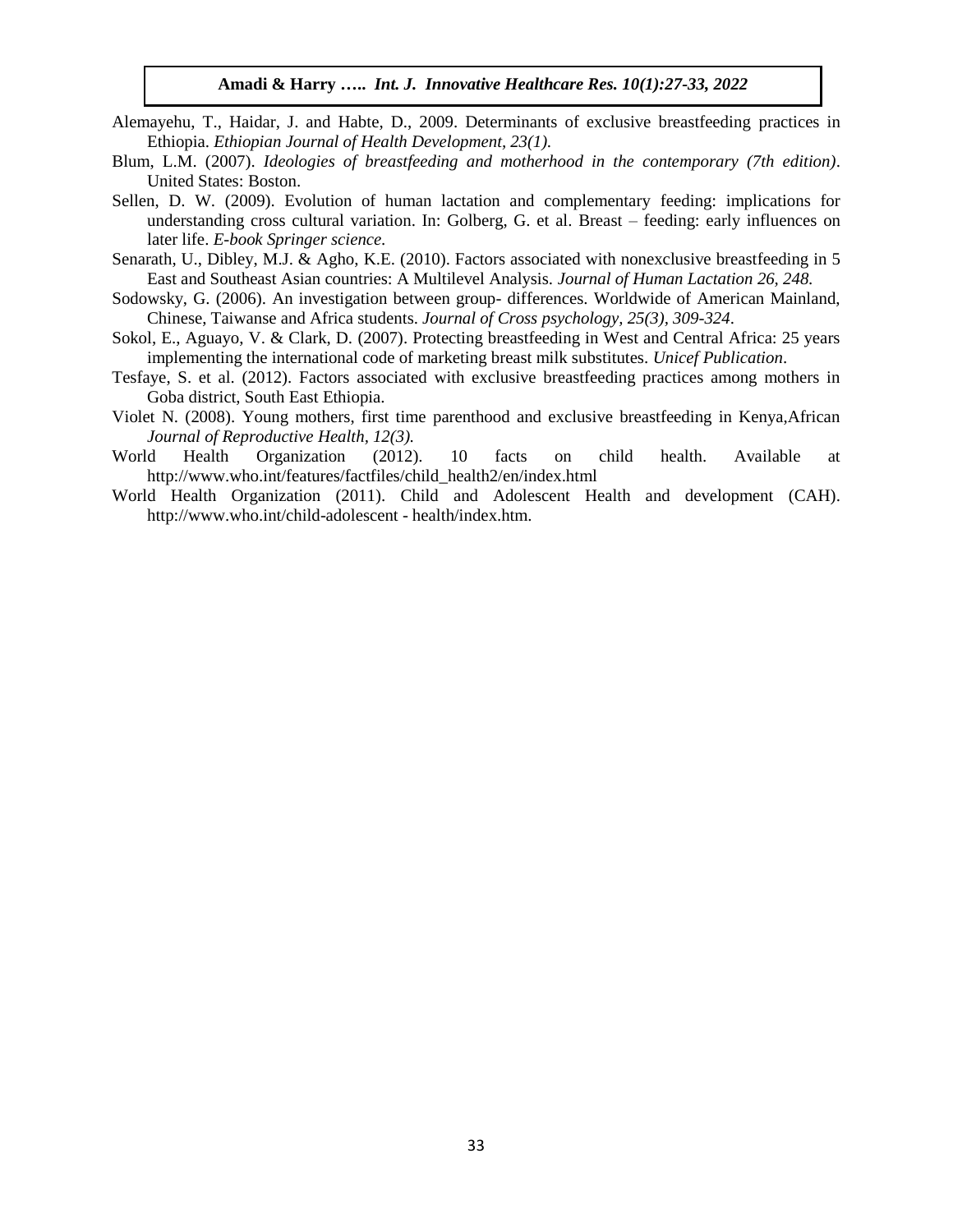Alemayehu, T., Haidar, J. and Habte, D., 2009. Determinants of exclusive breastfeeding practices in Ethiopia. *Ethiopian Journal of Health Development, 23(1).*

Blum, L.M. (2007). *Ideologies of breastfeeding and motherhood in the contemporary (7th edition)*. United States: Boston.

Sellen, D. W. (2009). Evolution of human lactation and complementary feeding: implications for understanding cross cultural variation. In: Golberg, G. et al. Breast – feeding: early influences on later life. *E-book Springer science*.

Senarath, U., Dibley, M.J. & Agho, K.E. (2010). Factors associated with nonexclusive breastfeeding in 5 East and Southeast Asian countries: A Multilevel Analysis. *Journal of Human Lactation 26, 248.*

Sodowsky, G. (2006). An investigation between group- differences. Worldwide of American Mainland, Chinese, Taiwanse and Africa students. *Journal of Cross psychology, 25(3), 309-324*.

Sokol, E., Aguayo, V. & Clark, D. (2007). Protecting breastfeeding in West and Central Africa: 25 years implementing the international code of marketing breast milk substitutes. *Unicef Publication*.

Tesfaye, S. et al. (2012). Factors associated with exclusive breastfeeding practices among mothers in Goba district, South East Ethiopia.

Violet N. (2008). Young mothers, first time parenthood and exclusive breastfeeding in Kenya,African *Journal of Reproductive Health, 12(3).*

World Health Organization (2012). 10 facts on child health. Available at http://www.who.int/features/factfiles/child_health2/en/index.html

World Health Organization (2011). Child and Adolescent Health and development (CAH). http://www.who.int/child-adolescent - health/index.htm.